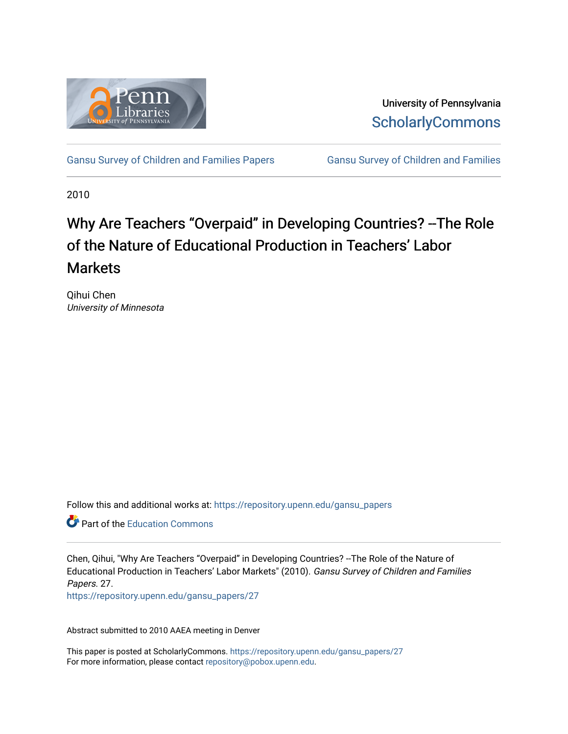University of Pennsylvania
ScholarlyCommons

Gansu Survey of Children and Families Papers | Gansu Survey of Children and Families

2010

# Why Are Teachers “Overpaid” in Developing Countries? --The Role of the Nature of Educational Production in Teachers’ Labor Markets

Qihui Chen
*University of Minnesota*

Follow this and additional works at: https://repository.upenn.edu/gansu_papers

Part of the Education Commons

Chen, Qihui, "Why Are Teachers “Overpaid” in Developing Countries? --The Role of the Nature of Educational Production in Teachers’ Labor Markets" (2010). *Gansu Survey of Children and Families Papers*. 27.
https://repository.upenn.edu/gansu_papers/27

Abstract submitted to 2010 AAEA meeting in Denver

This paper is posted at ScholarlyCommons. https://repository.upenn.edu/gansu_papers/27
For more information, please contact repository@pobox.upenn.edu.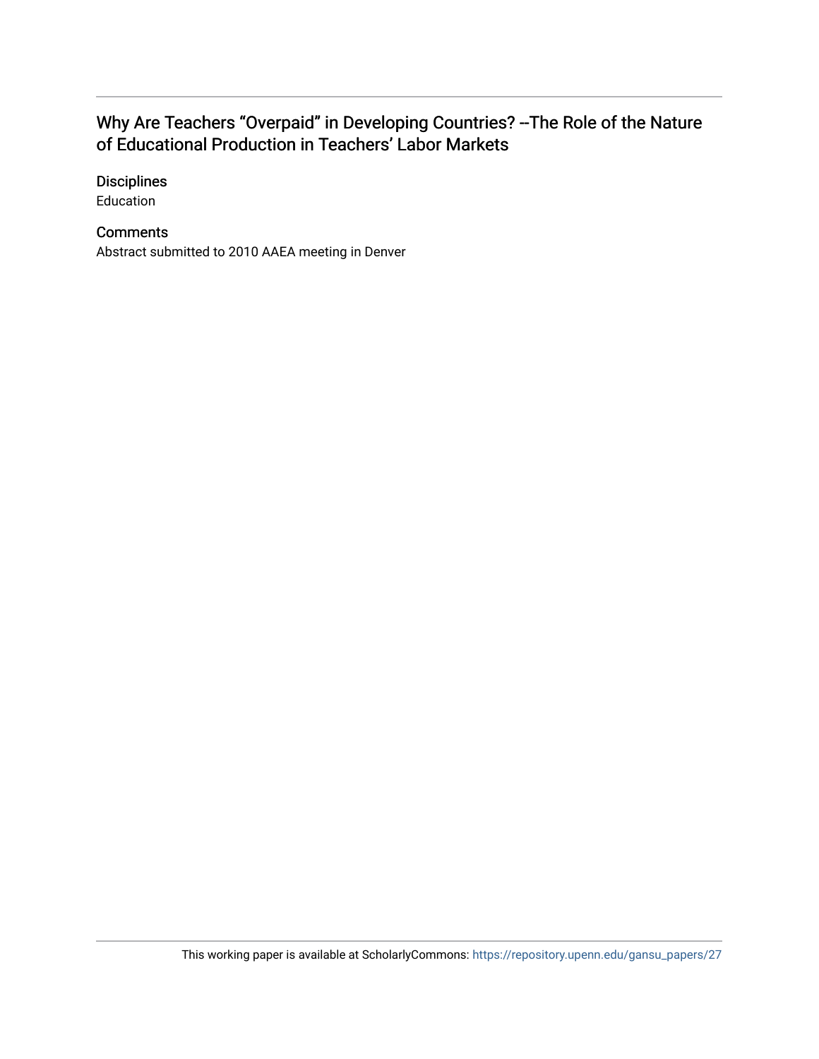# Why Are Teachers "Overpaid" in Developing Countries? --The Role of the Nature of Educational Production in Teachers' Labor Markets

## Disciplines

Education

## Comments

Abstract submitted to 2010 AAEA meeting in Denver

This working paper is available at ScholarlyCommons: https://repository.upenn.edu/gansu_papers/27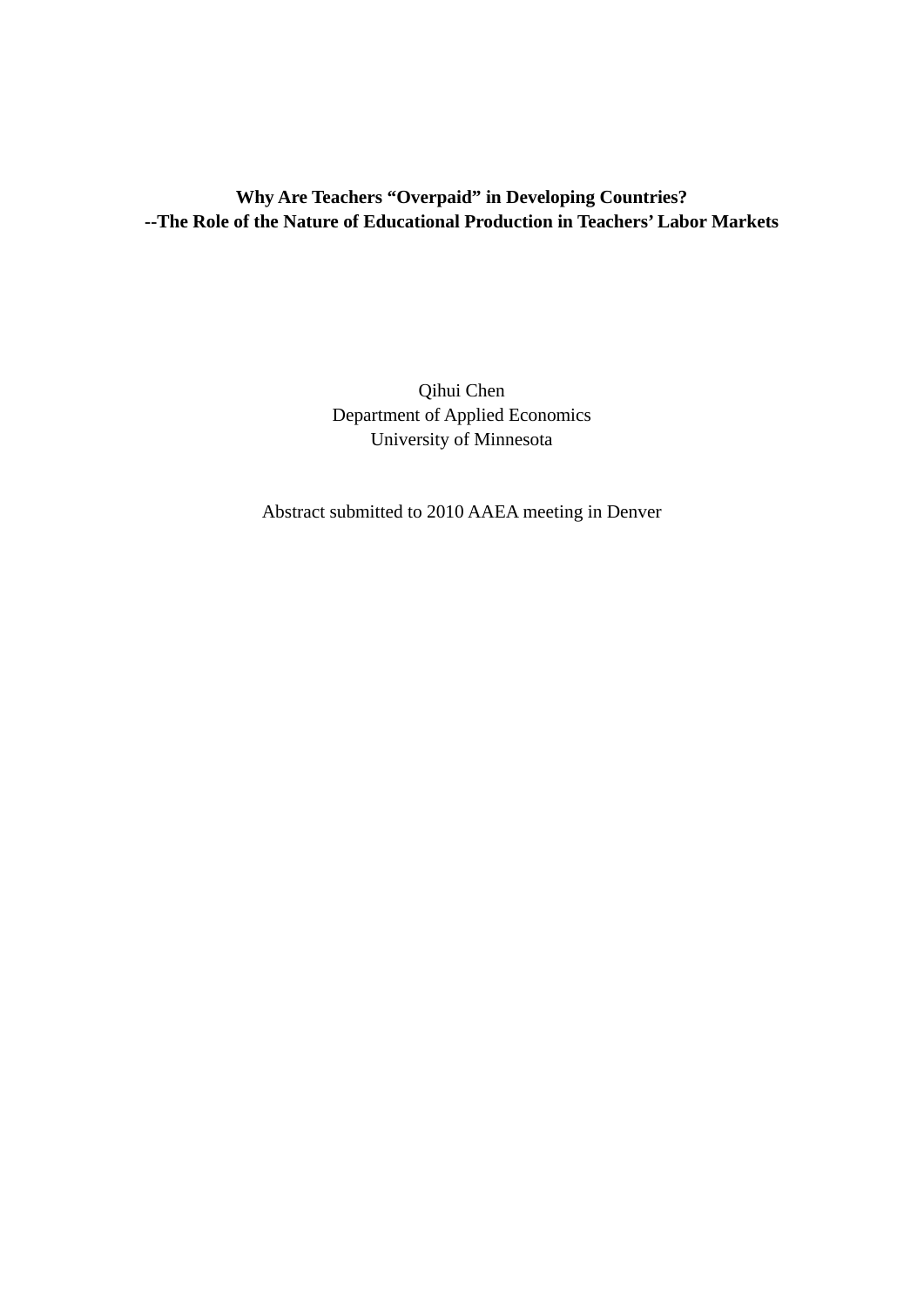**Why Are Teachers "Overpaid" in Developing Countries?**
**--The Role of the Nature of Educational Production in Teachers' Labor Markets**

Qihui Chen
Department of Applied Economics
University of Minnesota

Abstract submitted to 2010 AAEA meeting in Denver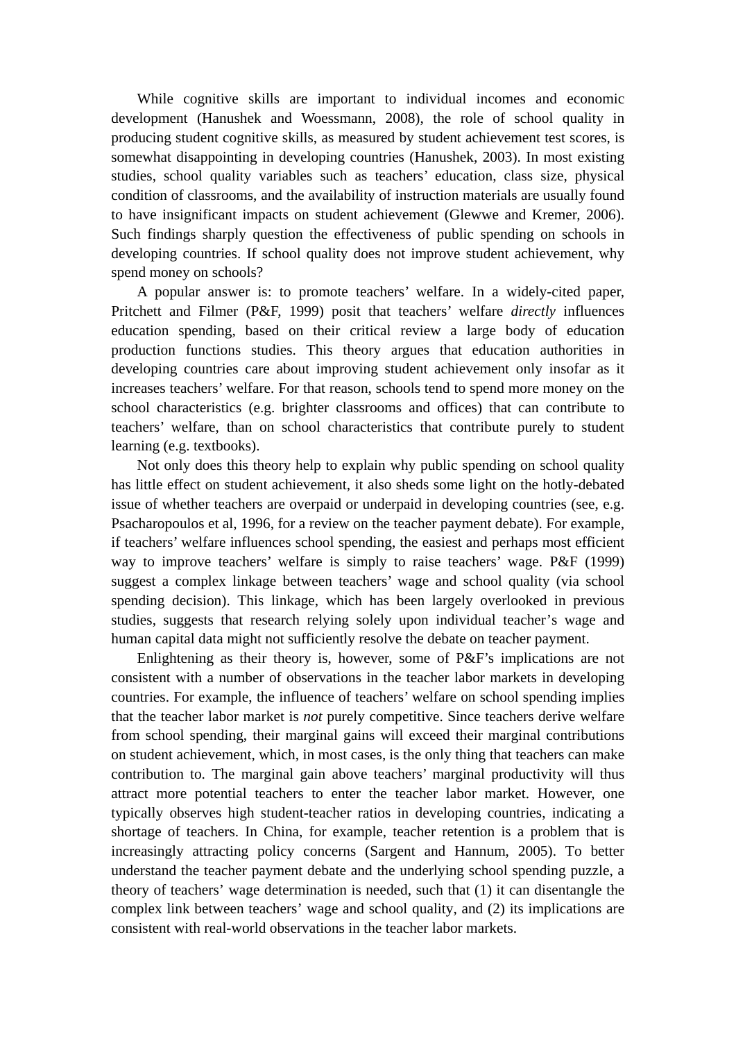While cognitive skills are important to individual incomes and economic development (Hanushek and Woessmann, 2008), the role of school quality in producing student cognitive skills, as measured by student achievement test scores, is somewhat disappointing in developing countries (Hanushek, 2003). In most existing studies, school quality variables such as teachers' education, class size, physical condition of classrooms, and the availability of instruction materials are usually found to have insignificant impacts on student achievement (Glewwe and Kremer, 2006). Such findings sharply question the effectiveness of public spending on schools in developing countries. If school quality does not improve student achievement, why spend money on schools?

A popular answer is: to promote teachers' welfare. In a widely-cited paper, Pritchett and Filmer (P&F, 1999) posit that teachers' welfare *directly* influences education spending, based on their critical review a large body of education production functions studies. This theory argues that education authorities in developing countries care about improving student achievement only insofar as it increases teachers' welfare. For that reason, schools tend to spend more money on the school characteristics (e.g. brighter classrooms and offices) that can contribute to teachers' welfare, than on school characteristics that contribute purely to student learning (e.g. textbooks).

Not only does this theory help to explain why public spending on school quality has little effect on student achievement, it also sheds some light on the hotly-debated issue of whether teachers are overpaid or underpaid in developing countries (see, e.g. Psacharopoulos et al, 1996, for a review on the teacher payment debate). For example, if teachers' welfare influences school spending, the easiest and perhaps most efficient way to improve teachers' welfare is simply to raise teachers' wage. P&F (1999) suggest a complex linkage between teachers' wage and school quality (via school spending decision). This linkage, which has been largely overlooked in previous studies, suggests that research relying solely upon individual teacher's wage and human capital data might not sufficiently resolve the debate on teacher payment.

Enlightening as their theory is, however, some of P&F's implications are not consistent with a number of observations in the teacher labor markets in developing countries. For example, the influence of teachers' welfare on school spending implies that the teacher labor market is *not* purely competitive. Since teachers derive welfare from school spending, their marginal gains will exceed their marginal contributions on student achievement, which, in most cases, is the only thing that teachers can make contribution to. The marginal gain above teachers' marginal productivity will thus attract more potential teachers to enter the teacher labor market. However, one typically observes high student-teacher ratios in developing countries, indicating a shortage of teachers. In China, for example, teacher retention is a problem that is increasingly attracting policy concerns (Sargent and Hannum, 2005). To better understand the teacher payment debate and the underlying school spending puzzle, a theory of teachers' wage determination is needed, such that (1) it can disentangle the complex link between teachers' wage and school quality, and (2) its implications are consistent with real-world observations in the teacher labor markets.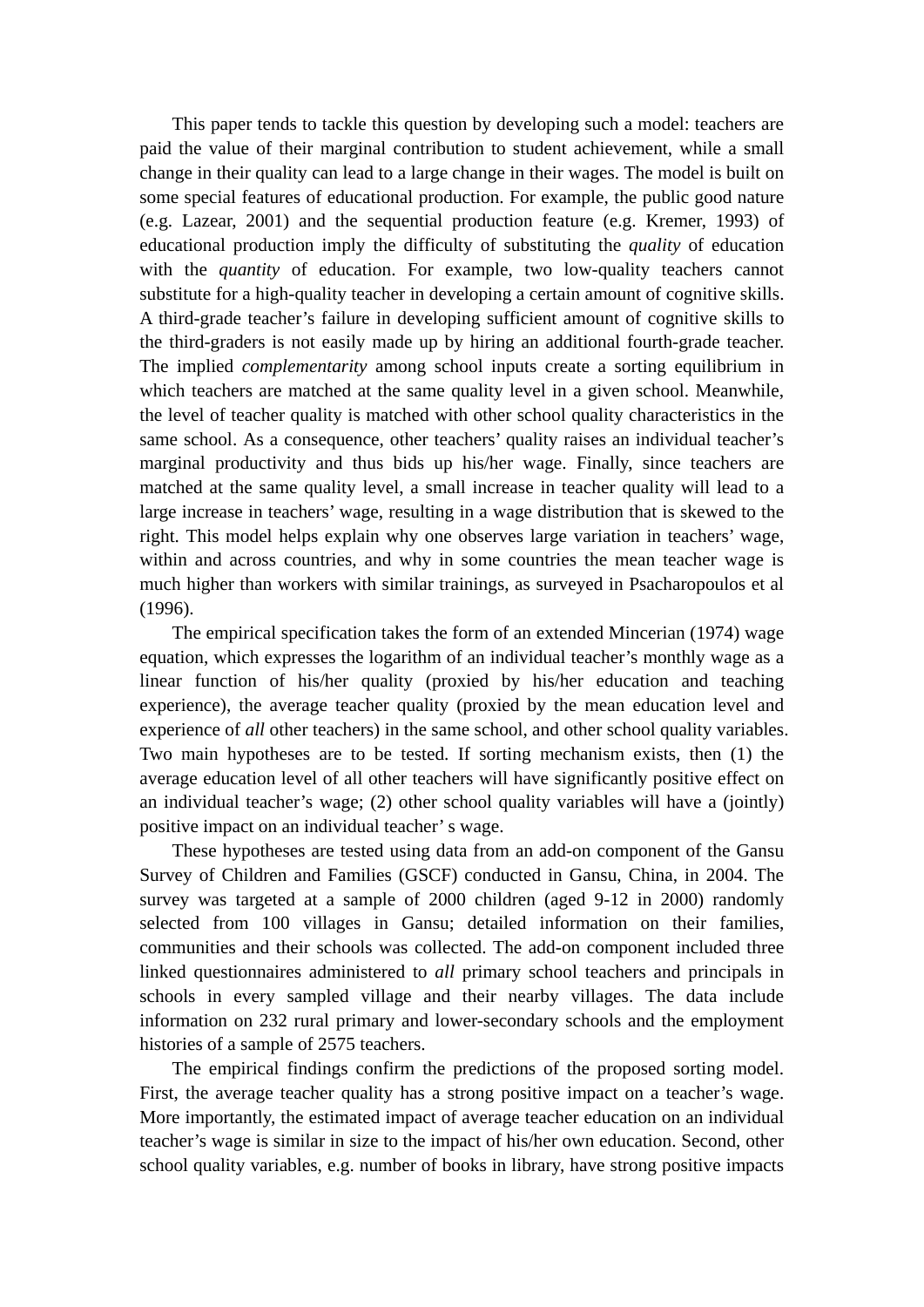This paper tends to tackle this question by developing such a model: teachers are paid the value of their marginal contribution to student achievement, while a small change in their quality can lead to a large change in their wages. The model is built on some special features of educational production. For example, the public good nature (e.g. Lazear, 2001) and the sequential production feature (e.g. Kremer, 1993) of educational production imply the difficulty of substituting the *quality* of education with the *quantity* of education. For example, two low-quality teachers cannot substitute for a high-quality teacher in developing a certain amount of cognitive skills. A third-grade teacher's failure in developing sufficient amount of cognitive skills to the third-graders is not easily made up by hiring an additional fourth-grade teacher. The implied *complementarity* among school inputs create a sorting equilibrium in which teachers are matched at the same quality level in a given school. Meanwhile, the level of teacher quality is matched with other school quality characteristics in the same school. As a consequence, other teachers' quality raises an individual teacher's marginal productivity and thus bids up his/her wage. Finally, since teachers are matched at the same quality level, a small increase in teacher quality will lead to a large increase in teachers' wage, resulting in a wage distribution that is skewed to the right. This model helps explain why one observes large variation in teachers' wage, within and across countries, and why in some countries the mean teacher wage is much higher than workers with similar trainings, as surveyed in Psacharopoulos et al (1996).

The empirical specification takes the form of an extended Mincerian (1974) wage equation, which expresses the logarithm of an individual teacher's monthly wage as a linear function of his/her quality (proxied by his/her education and teaching experience), the average teacher quality (proxied by the mean education level and experience of *all* other teachers) in the same school, and other school quality variables. Two main hypotheses are to be tested. If sorting mechanism exists, then (1) the average education level of all other teachers will have significantly positive effect on an individual teacher's wage; (2) other school quality variables will have a (jointly) positive impact on an individual teacher' s wage.

These hypotheses are tested using data from an add-on component of the Gansu Survey of Children and Families (GSCF) conducted in Gansu, China, in 2004. The survey was targeted at a sample of 2000 children (aged 9-12 in 2000) randomly selected from 100 villages in Gansu; detailed information on their families, communities and their schools was collected. The add-on component included three linked questionnaires administered to *all* primary school teachers and principals in schools in every sampled village and their nearby villages. The data include information on 232 rural primary and lower-secondary schools and the employment histories of a sample of 2575 teachers.

The empirical findings confirm the predictions of the proposed sorting model. First, the average teacher quality has a strong positive impact on a teacher's wage. More importantly, the estimated impact of average teacher education on an individual teacher's wage is similar in size to the impact of his/her own education. Second, other school quality variables, e.g. number of books in library, have strong positive impacts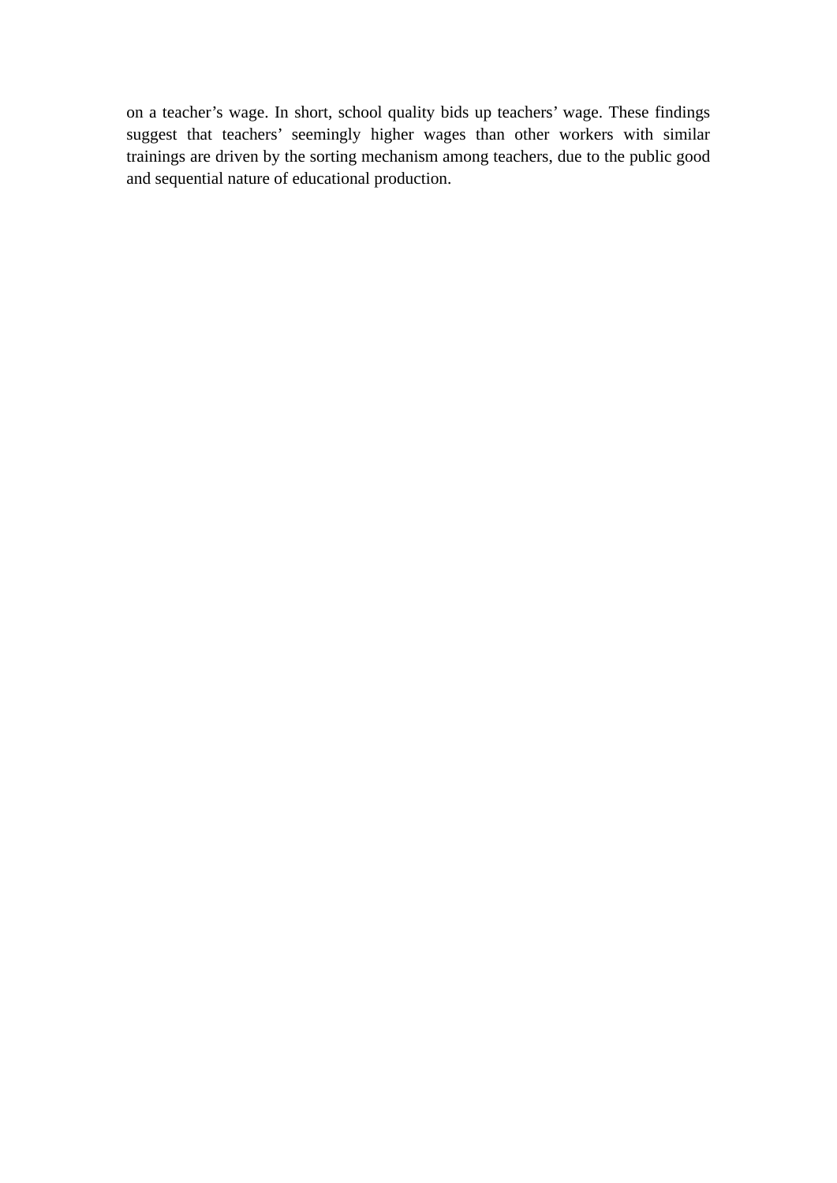on a teacher's wage. In short, school quality bids up teachers' wage. These findings suggest that teachers' seemingly higher wages than other workers with similar trainings are driven by the sorting mechanism among teachers, due to the public good and sequential nature of educational production.